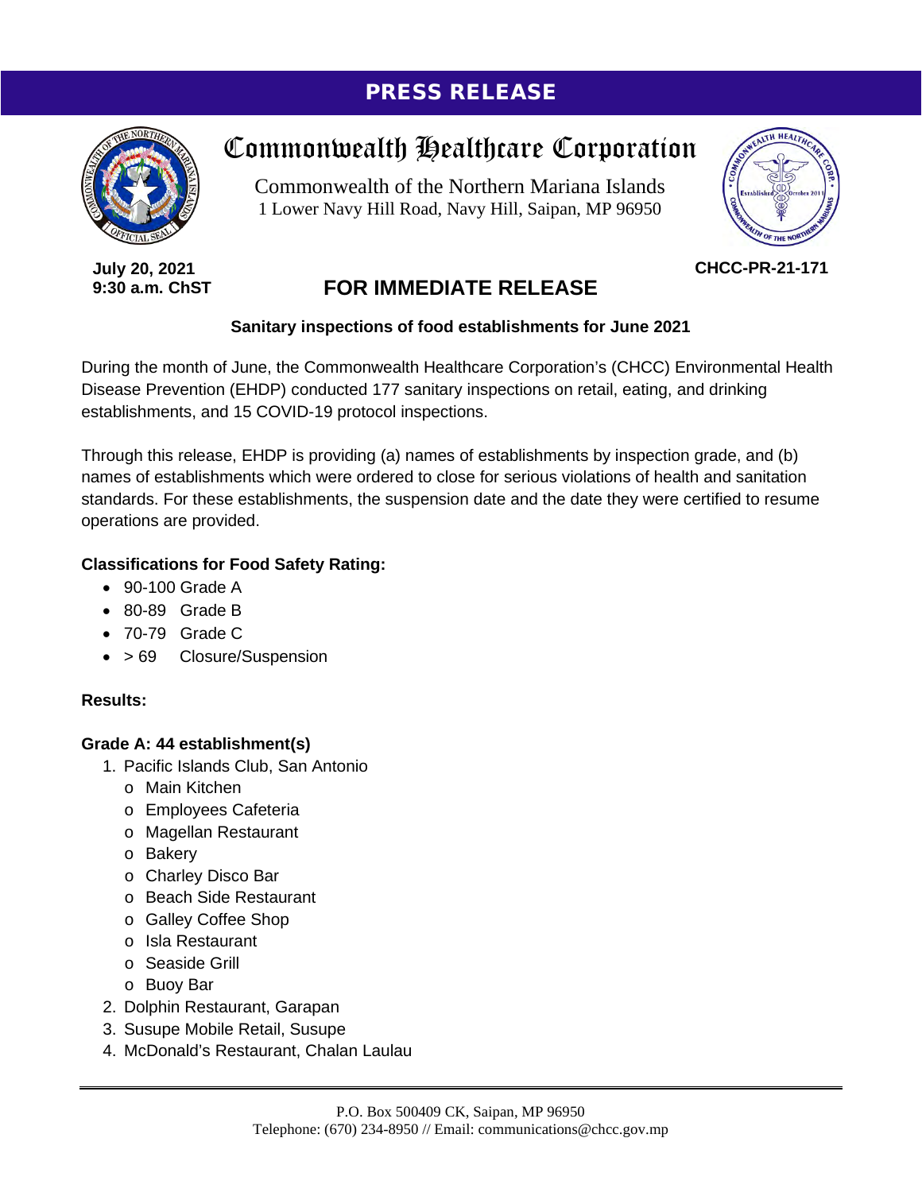# PRESS RELEASE

**Commonwealth Healthcare Corporation**

Commonwealth of the Northern Mariana Islands
1 Lower Navy Hill Road, Navy Hill, Saipan, MP 96950

**July 20, 2021**
**9:30 a.m. ChST**

**CHCC-PR-21-171**

## FOR IMMEDIATE RELEASE

**Sanitary inspections of food establishments for June 2021**

During the month of June, the Commonwealth Healthcare Corporation's (CHCC) Environmental Health Disease Prevention (EHDP) conducted 177 sanitary inspections on retail, eating, and drinking establishments, and 15 COVID-19 protocol inspections.

Through this release, EHDP is providing (a) names of establishments by inspection grade, and (b) names of establishments which were ordered to close for serious violations of health and sanitation standards. For these establishments, the suspension date and the date they were certified to resume operations are provided.

**Classifications for Food Safety Rating:**

- 90-100 Grade A
- 80-89 Grade B
- 70-79 Grade C
- > 69 Closure/Suspension

**Results:**

**Grade A: 44 establishment(s)**

1. Pacific Islands Club, San Antonio
   - Main Kitchen
   - Employees Cafeteria
   - Magellan Restaurant
   - Bakery
   - Charley Disco Bar
   - Beach Side Restaurant
   - Galley Coffee Shop
   - Isla Restaurant
   - Seaside Grill
   - Buoy Bar
2. Dolphin Restaurant, Garapan
3. Susupe Mobile Retail, Susupe
4. McDonald's Restaurant, Chalan Laulau

P.O. Box 500409 CK, Saipan, MP 96950
Telephone: (670) 234-8950 // Email: communications@chcc.gov.mp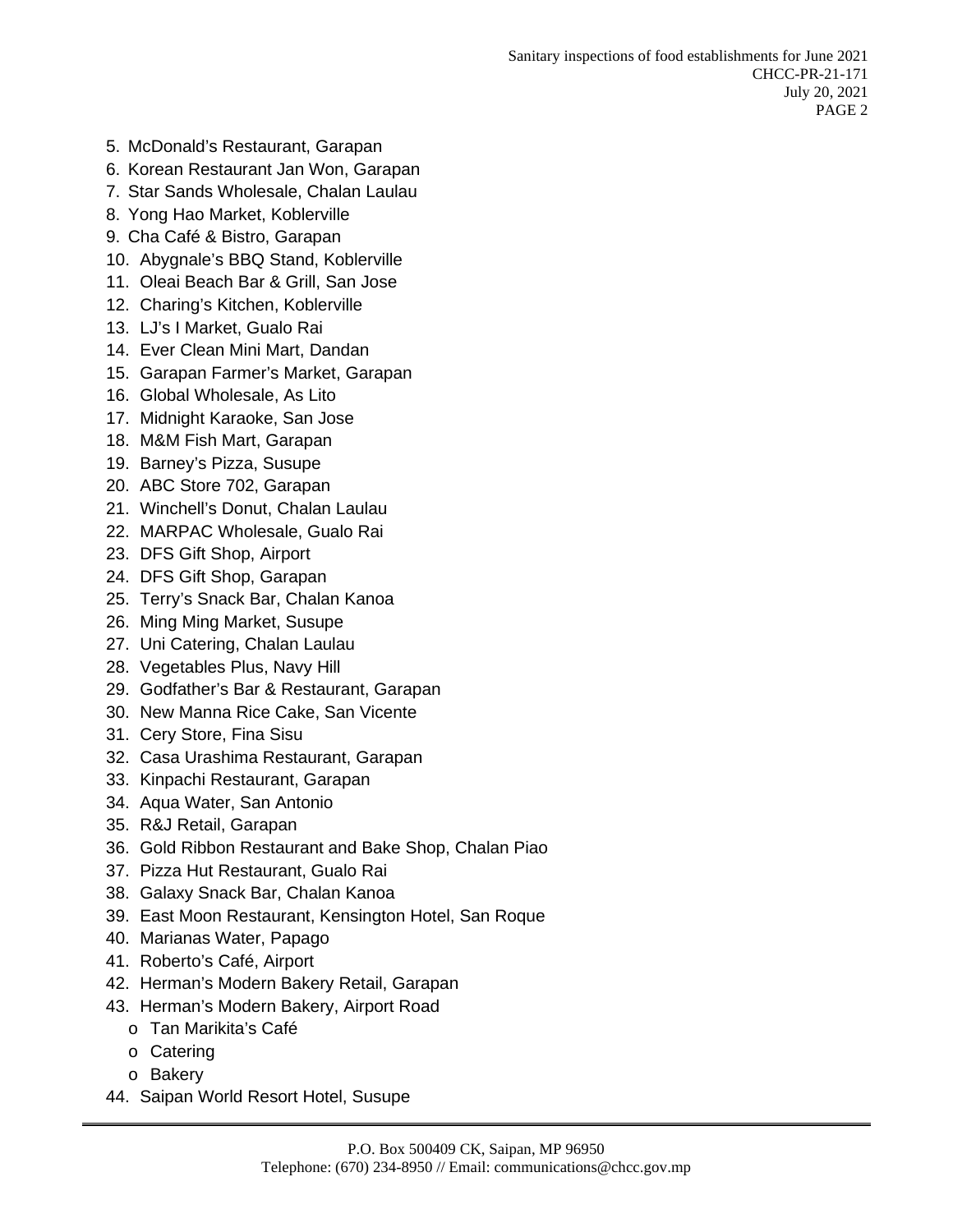5. McDonald's Restaurant, Garapan
6. Korean Restaurant Jan Won, Garapan
7. Star Sands Wholesale, Chalan Laulau
8. Yong Hao Market, Koblerville
9. Cha Café & Bistro, Garapan
10. Abygnale's BBQ Stand, Koblerville
11. Oleai Beach Bar & Grill, San Jose
12. Charing's Kitchen, Koblerville
13. LJ's I Market, Gualo Rai
14. Ever Clean Mini Mart, Dandan
15. Garapan Farmer's Market, Garapan
16. Global Wholesale, As Lito
17. Midnight Karaoke, San Jose
18. M&M Fish Mart, Garapan
19. Barney's Pizza, Susupe
20. ABC Store 702, Garapan
21. Winchell's Donut, Chalan Laulau
22. MARPAC Wholesale, Gualo Rai
23. DFS Gift Shop, Airport
24. DFS Gift Shop, Garapan
25. Terry's Snack Bar, Chalan Kanoa
26. Ming Ming Market, Susupe
27. Uni Catering, Chalan Laulau
28. Vegetables Plus, Navy Hill
29. Godfather's Bar & Restaurant, Garapan
30. New Manna Rice Cake, San Vicente
31. Cery Store, Fina Sisu
32. Casa Urashima Restaurant, Garapan
33. Kinpachi Restaurant, Garapan
34. Aqua Water, San Antonio
35. R&J Retail, Garapan
36. Gold Ribbon Restaurant and Bake Shop, Chalan Piao
37. Pizza Hut Restaurant, Gualo Rai
38. Galaxy Snack Bar, Chalan Kanoa
39. East Moon Restaurant, Kensington Hotel, San Roque
40. Marianas Water, Papago
41. Roberto's Café, Airport
42. Herman's Modern Bakery Retail, Garapan
43. Herman's Modern Bakery, Airport Road
    - Tan Marikita's Café
    - Catering
    - Bakery
44. Saipan World Resort Hotel, Susupe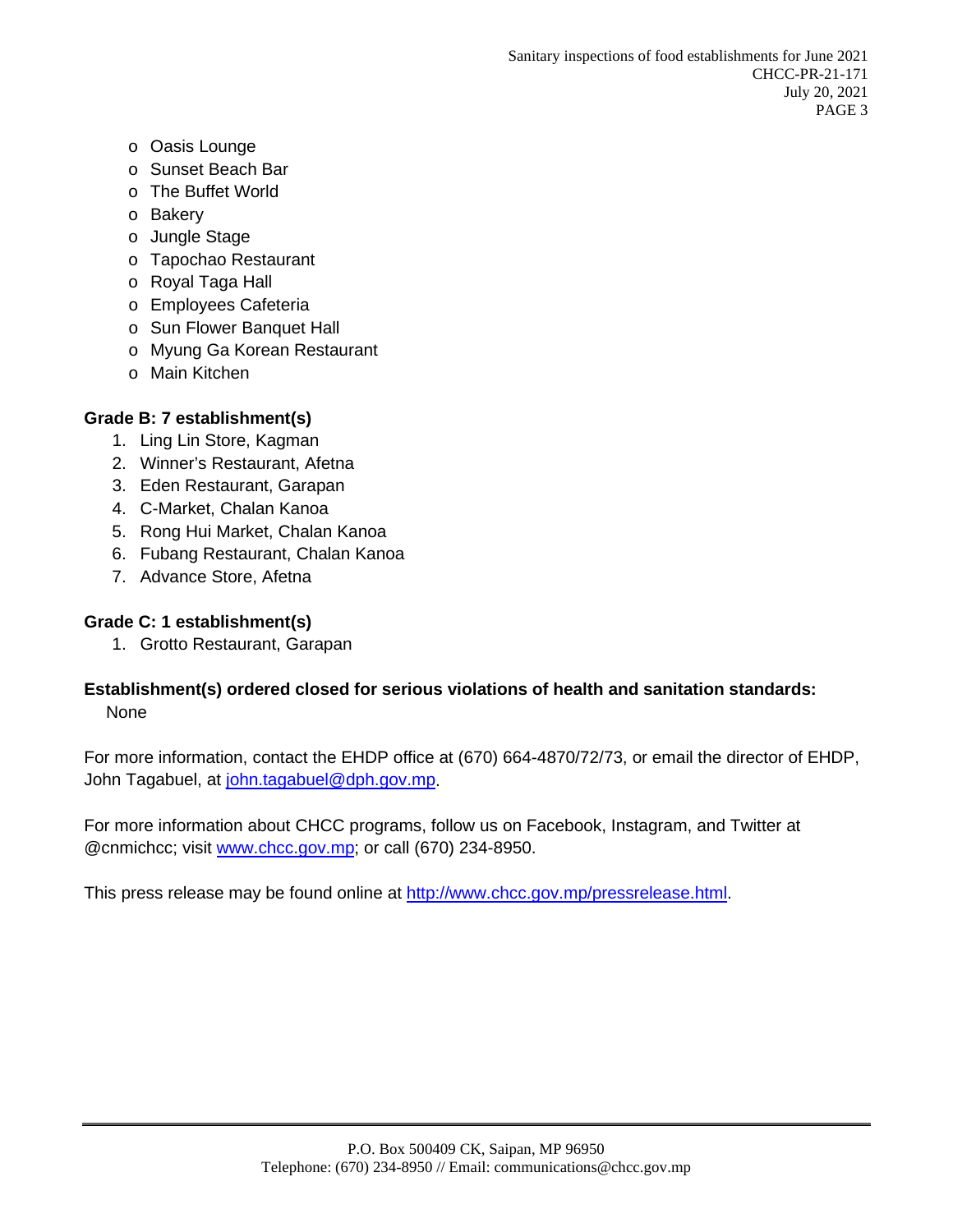- Oasis Lounge
- Sunset Beach Bar
- The Buffet World
- Bakery
- Jungle Stage
- Tapochao Restaurant
- Royal Taga Hall
- Employees Cafeteria
- Sun Flower Banquet Hall
- Myung Ga Korean Restaurant
- Main Kitchen

**Grade B: 7 establishment(s)**

1. Ling Lin Store, Kagman
2. Winner's Restaurant, Afetna
3. Eden Restaurant, Garapan
4. C-Market, Chalan Kanoa
5. Rong Hui Market, Chalan Kanoa
6. Fubang Restaurant, Chalan Kanoa
7. Advance Store, Afetna

**Grade C: 1 establishment(s)**

1. Grotto Restaurant, Garapan

**Establishment(s) ordered closed for serious violations of health and sanitation standards:**

None

For more information, contact the EHDP office at (670) 664-4870/72/73, or email the director of EHDP, John Tagabuel, at john.tagabuel@dph.gov.mp.

For more information about CHCC programs, follow us on Facebook, Instagram, and Twitter at @cnmichcc; visit www.chcc.gov.mp; or call (670) 234-8950.

This press release may be found online at http://www.chcc.gov.mp/pressrelease.html.

P.O. Box 500409 CK, Saipan, MP 96950
Telephone: (670) 234-8950 // Email: communications@chcc.gov.mp